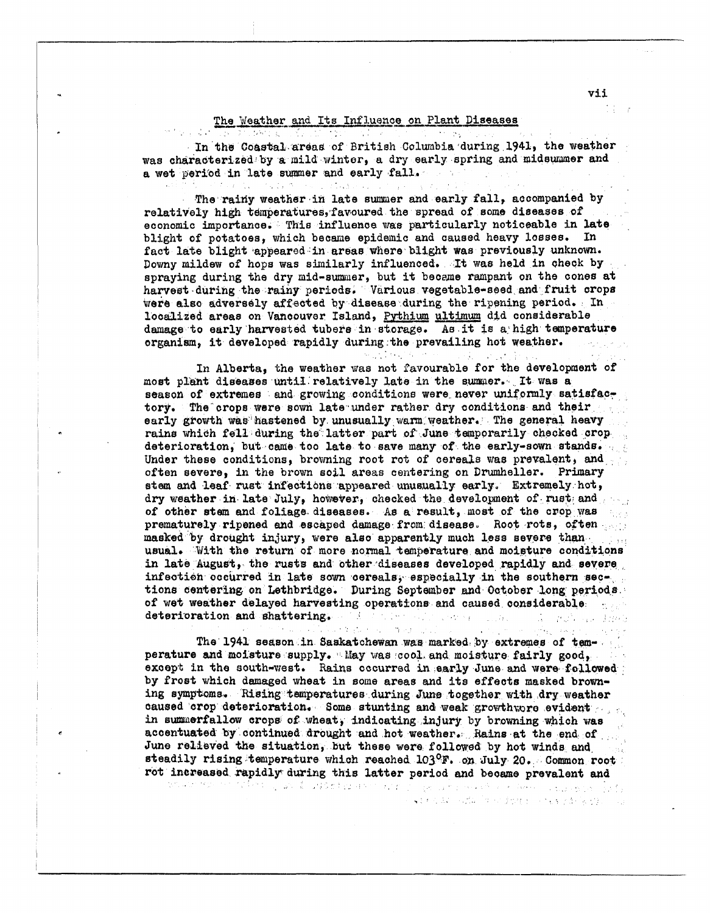## The Weather and Its Influence on Plant Diseases

In the Coastal areas of British Columbia during 1941, the weather was characterized by a mild winter, a dry early spring and midsummer and a wet period in late summer and early fall.

The rainy weather in late summer and early fall, accompanied by relatively high temperatures, favoured the spread of some diseases of economic importance. This influence was particularly noticeable in late blight of potatoes, which became epidemic and caused heavy losses. In fact late blight appeared in areas where blight was previously unknown. Downy mildew of hops was similarly influenced. It was held in check by spraying during the dry mid-summer, but it became rampant on the cones at harvest during the rainy periods. Various vegetable-seed and fruit crops were also adversely affected by disease during the ripening period. In localized areas on Vancouver Island, Pythium ultimum did considerable damage to early harvested tubers in storage. As it is a high temperature organism, it developed rapidly during the prevailing hot weather.

In Alberta, the weather was not favourable for the development of most plant diseases until relatively late in the summer. It was a season of extremes and growing conditions were never uniformly satisfactory. The crops were sown late under rather dry conditions and their early growth was hastened by unusually warm weather. The general heavy rains which fell during the latter part of June temporarily checked crop deterioration, but came too late to save many of the early-sown stands. Under these conditions, browning root rot of cereals was prevalent, and often severe, in the brown soil areas centering on Drumheller. Primary stem and leaf rust infections appeared unusually early. Extremely hot, dry weather in late July, however, checked the development of rust and of other stem and foliage diseases. As a result, most of the crop was prematurely ripened and escaped damage from disease. Root rots, often masked by drought injury, were also apparently much less severe than usual. With the return of more normal temperature and moisture conditions in late August, the rusts and other diseases developed rapidly and severe infection occurred in late sown cereals, especially in the southern sections centering on Lethbridge. During September and October long periods of wet weather delayed harvesting operations and caused considerable deterioration and shattering.

The 1941 season in Saskatchewan was marked by extremes of temperature and moisture supply. May was cool and moisture fairly good, except in the south-west. Rains occurred in early June and were followed by frost which damaged wheat in some areas and its effects masked browning symptoms. Rising temperatures during June together with dry weather caused crop deterioration. Some stunting and weak growth were evident in summerfallow crops of wheat, indicating injury by browning which was accentuated by continued drought and hot weather. Rains at the end of June relieved the situation, but these were followed by hot winds and steadily rising temperature which reached 103°F. on July 20. Common root rot increased rapidly during this latter period and became prevalent and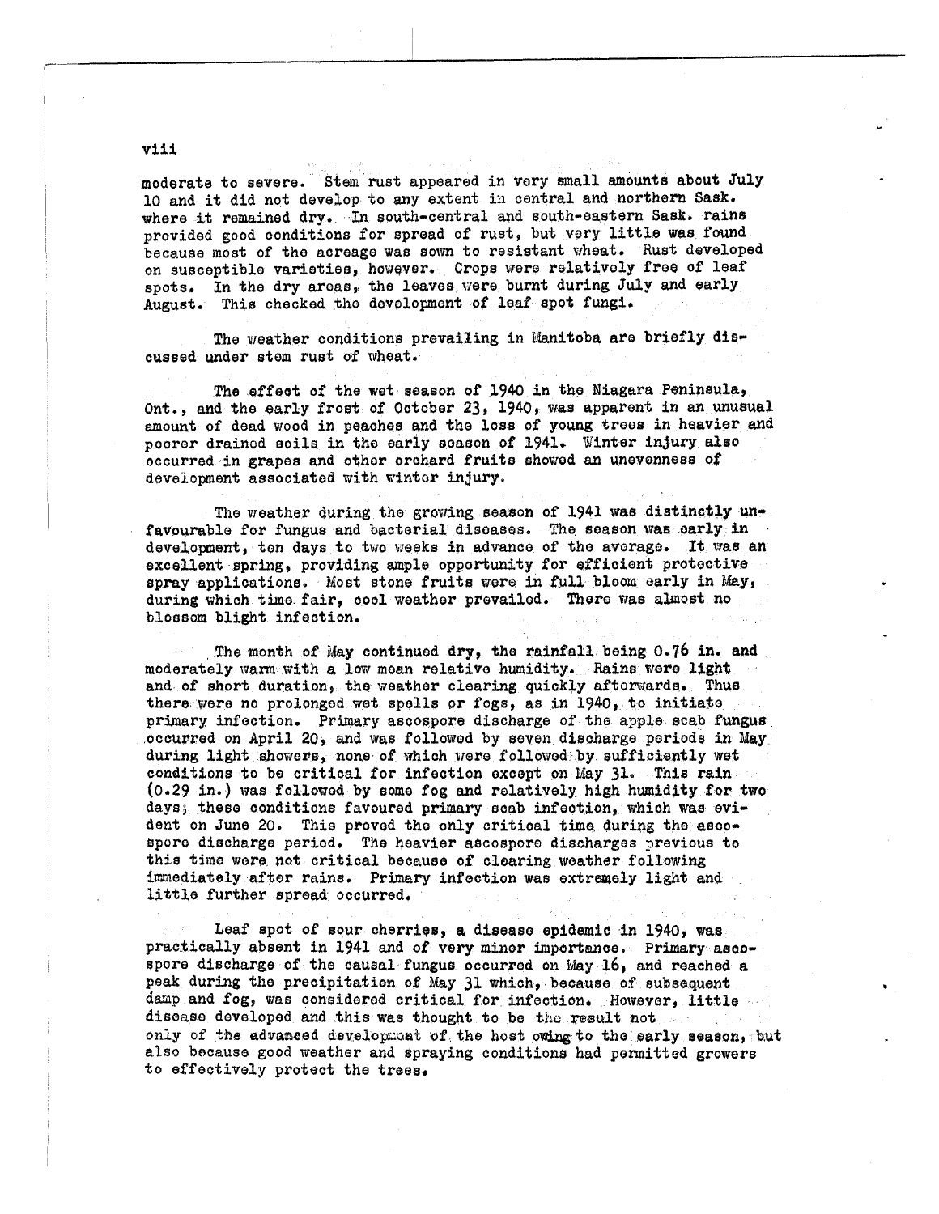moderate to severe. Stem rust appeared in very small amounts about July 10 and it did not develop to any extent in central and northern Sask. where it remained dry. In south-central and south-eastern Sask. rains provided good conditions for spread of rust, but very little was found because most of the acreage was sown to resistant wheat. Rust developed on susceptible varieties, however. Crops were relatively free of leaf spots. In the dry areas, the leaves were burnt during July and early August. This checked the development of leaf spot fungi.

The weather conditions prevailing in Manitoba are briefly discussed under stem rust of wheat.

The effect of the wet season of 1940 in the Niagara Peninsula, Ont., and the early frost of October 23, 1940, was apparent in an unusual amount of dead wood in peaches and the loss of young trees in heavier and poorer drained soils in the early season of 1941. Winter injury also occurred in grapes and other orchard fruits showed an unevenness of development associated with winter injury.

The weather during the growing season of 1941 was distinctly unfavourable for fungus and bacterial diseases. The season was early in development, ten days to two weeks in advance of the average. It was an excellent spring, providing ample opportunity for efficient protective spray applications. Most stone fruits were in full bloom early in May, during which time fair, cool weather prevailed. There was almost no blossom blight infection.

The month of May continued dry, the rainfall being 0.76 in. and moderately warm with a low mean relative humidity. Rains were light and of short duration, the weather clearing quickly afterwards. Thus there were no prolonged wet spells or fogs, as in 1940, to initiate primary infection. Primary ascospore discharge of the apple scab fungus occurred on April 20, and was followed by seven discharge periods in May during light showers, none of which were followed by sufficiently wet conditions to be critical for infection except on May 31. This rain (0.29 in.) was followed by some fog and relatively high humidity for two days; these conditions favoured primary scab infection, which was evident on June 20. This proved the only critical time during the ascospore discharge period. The heavier ascospore discharges previous to this time were not critical because of clearing weather following immediately after rains. Primary infection was extremely light and little further spread occurred.

Leaf spot of sour cherries, a disease epidemic in 1940, was practically absent in 1941 and of very minor importance. Primary ascospore discharge of the causal fungus occurred on May 16, and reached a peak during the precipitation of May 31 which, because of subsequent damp and fog, was considered critical for infection. However, little disease developed and this was thought to be the result not only of the advanced development of the host owing to the early season, but also because good weather and spraying conditions had permitted growers to effectively protect the trees.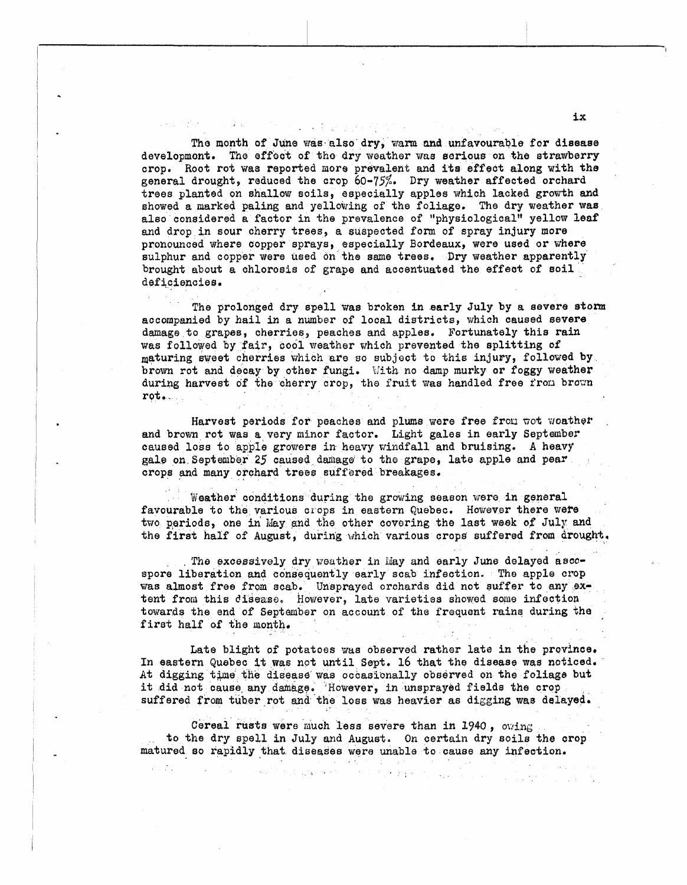The month of June was also dry, warm and unfavourable for disease development. The effect of the dry weather was serious on the strawberry crop. Root rot was reported more prevalent and its effect along with the general drought, reduced the crop 60-75%. Dry weather affected orchard trees planted on shallow soils, especially apples which lacked growth and showed a marked paling and yellowing of the foliage. The dry weather was also considered a factor in the prevalence of "physiological" yellow leaf and drop in sour cherry trees, a suspected form of spray injury more pronounced where copper sprays, especially Bordeaux, were used or where sulphur and copper were used on the same trees. Dry weather apparently brought about a chlorosis of grape and accentuated the effect of soil deficiencies.

The prolonged dry spell was broken in early July by a severe storm accompanied by hail in a number of local districts, which caused severe damage to grapes, cherries, peaches and apples. Fortunately this rain was followed by fair, cool weather which prevented the splitting of maturing sweet cherries which are so subject to this injury, followed by brown rot and decay by other fungi. With no damp murky or foggy weather during harvest of the cherry crop, the fruit was handled free from brown rot.

Harvest periods for peaches and plums were free from wet weather and brown rot was a very minor factor. Light gales in early September caused loss to apple growers in heavy windfall and bruising. A heavy gale on September 25 caused damage to the grape, late apple and pear crops and many orchard trees suffered breakages.

Weather conditions during the growing season were in general favourable to the various crops in eastern Quebec. However there were two periods, one in May and the other covering the last week of July and the first half of August, during which various crops suffered from drought.

The excessively dry weather in May and early June delayed ascospore liberation and consequently early scab infection. The apple crop was almost free from scab. Unsprayed orchards did not suffer to any extent from this disease. However, late varieties showed some infection towards the end of September on account of the frequent rains during the first half of the month.

Late blight of potatoes was observed rather late in the province. In eastern Quebec it was not until Sept. 16 that the disease was noticed. At digging time the disease was occasionally observed on the foliage but it did not cause any damage. However, in unsprayed fields the crop suffered from tuber rot and the loss was heavier as digging was delayed.

Cereal rusts were much less severe than in 1940, owing to the dry spell in July and August. On certain dry soils the crop matured so rapidly that diseases were unable to cause any infection.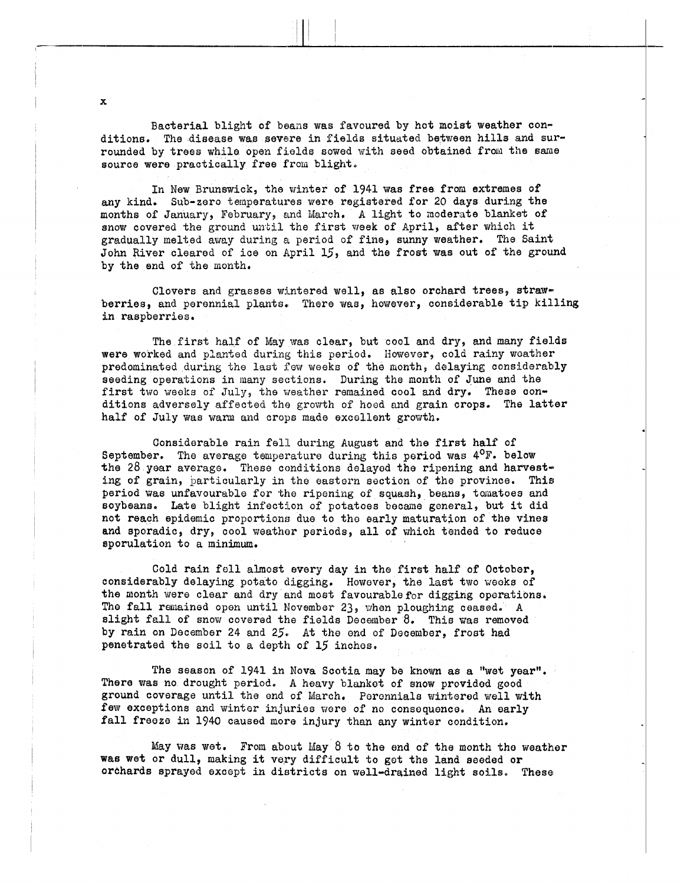Bacterial blight of beans was favoured by hot moist weather conditions. The disease was severe in fields situated between hills and surrounded by trees while open fields sowed with seed obtained from the same source were practically free from blight.

In New Brunswick, the winter of 1941 was free from extremes of any kind. Sub-zero temperatures were registered for 20 days during the months of January, February, and March. A light to moderate blanket of snow covered the ground until the first week of April, after which it gradually melted away during a period of fine, sunny weather. The Saint John River cleared of ice on April 15, and the frost was out of the ground by the end of the month.

Clovers and grasses wintered well, as also orchard trees, strawberries, and perennial plants. There was, however, considerable tip killing in raspberries.

The first half of May was clear, but cool and dry, and many fields were worked and planted during this period. However, cold rainy weather predominated during the last few weeks of the month, delaying considerably seeding operations in many sections. During the month of June and the first two weeks of July, the weather remained cool and dry. These conditions adversely affected the growth of hoed and grain crops. The latter half of July was warm and crops made excellent growth.

Considerable rain fell during August and the first half of September. The average temperature during this period was 4°F. below the 28 year average. These conditions delayed the ripening and harvesting of grain, particularly in the eastern section of the province. This period was unfavourable for the ripening of squash, beans, tomatoes and soybeans. Late blight infection of potatoes became general, but it did not reach epidemic proportions due to the early maturation of the vines and sporadic, dry, cool weather periods, all of which tended to reduce sporulation to a minimum.

Cold rain fell almost every day in the first half of October, considerably delaying potato digging. However, the last two weeks of the month were clear and dry and most favourable for digging operations. The fall remained open until November 23, when ploughing ceased. A slight fall of snow covered the fields December 8. This was removed by rain on December 24 and 25. At the end of December, frost had penetrated the soil to a depth of 15 inches.

The season of 1941 in Nova Scotia may be known as a "wet year". There was no drought period. A heavy blanket of snow provided good ground coverage until the end of March. Perennials wintered well with few exceptions and winter injuries were of no consequence. An early fall freeze in 1940 caused more injury than any winter condition.

May was wet. From about May 8 to the end of the month the weather was wet or dull, making it very difficult to get the land seeded or orchards sprayed except in districts on well-drained light soils. These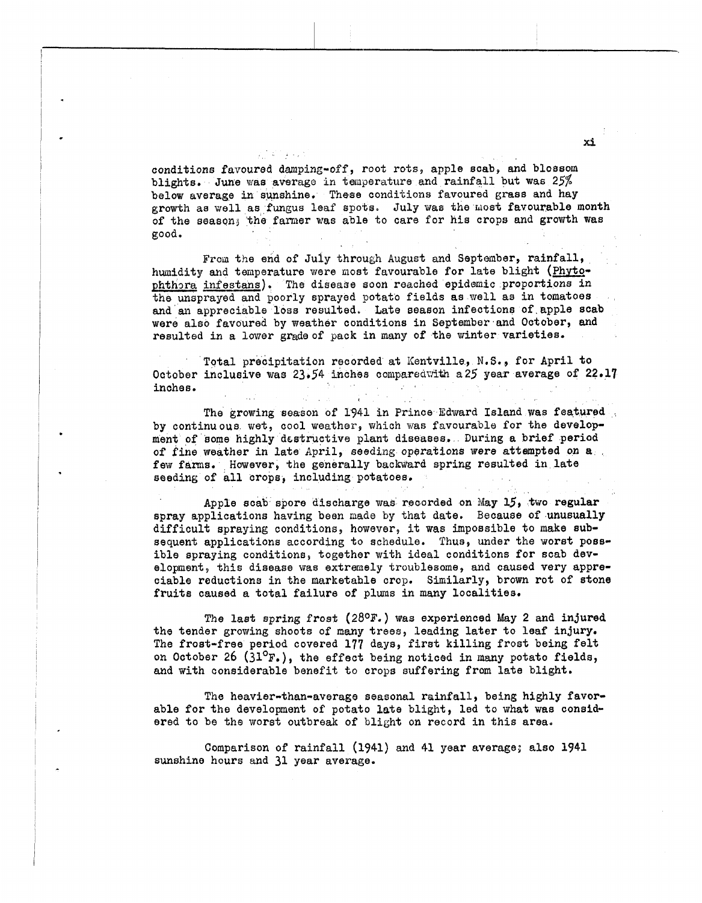conditions favoured damping-off, root rots, apple scab, and blossom blights. June was average in temperature and rainfall but was 25% below average in sunshine. These conditions favoured grass and hay growth as well as fungus leaf spots. July was the most favourable month of the season; the farmer was able to care for his crops and growth was good.

From the end of July through August and September, rainfall, humidity and temperature were most favourable for late blight (*Phytophthora infestans*). The disease soon reached epidemic proportions in the unsprayed and poorly sprayed potato fields as well as in tomatoes and an appreciable loss resulted. Late season infections of apple scab were also favoured by weather conditions in September and October, and resulted in a lower grade of pack in many of the winter varieties.

Total precipitation recorded at Kentville, N.S., for April to October inclusive was 23.54 inches comparedwith a 25 year average of 22.17 inches.

The growing season of 1941 in Prince Edward Island was featured by continuous wet, cool weather, which was favourable for the development of some highly destructive plant diseases. During a brief period of fine weather in late April, seeding operations were attempted on a few farms. However, the generally backward spring resulted in late seeding of all crops, including potatoes.

Apple scab spore discharge was recorded on May 15, two regular spray applications having been made by that date. Because of unusually difficult spraying conditions, however, it was impossible to make subsequent applications according to schedule. Thus, under the worst possible spraying conditions, together with ideal conditions for scab development, this disease was extremely troublesome, and caused very appreciable reductions in the marketable crop. Similarly, brown rot of stone fruits caused a total failure of plums in many localities.

The last spring frost (28°F.) was experienced May 2 and injured the tender growing shoots of many trees, leading later to leaf injury. The frost-free period covered 177 days, first killing frost being felt on October 26 (31°F.), the effect being noticed in many potato fields, and with considerable benefit to crops suffering from late blight.

The heavier-than-average seasonal rainfall, being highly favorable for the development of potato late blight, led to what was considered to be the worst outbreak of blight on record in this area.

Comparison of rainfall (1941) and 41 year average; also 1941 sunshine hours and 31 year average.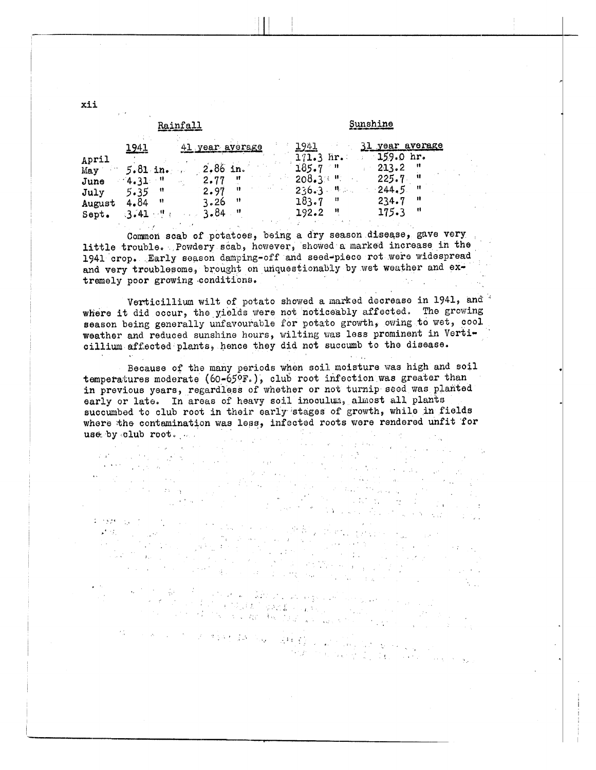| | Rainfall | | Sunshine | |
|---|---|---|---|---|
| | 1941 | 41 year average | 1941 | 31 year average |
| April | | | 171.3 hr. | 159.0 hr. |
| May | 5.81 in. | 2.86 in. | 185.7 " | 213.2 " |
| June | 4.31 " | 2.77 " | 208.3 " | 225.7 " |
| July | 5.35 " | 2.97 " | 236.3 " | 244.5 " |
| August | 4.84 " | 3.26 " | 183.7 " | 234.7 " |
| Sept. | 3.41 " | 3.84 " | 192.2 " | 175.3 " |

Common scab of potatoes, being a dry season disease, gave very little trouble. Powdery scab, however, showed a marked increase in the 1941 crop. Early season damping-off and seed-piece rot were widespread and very troublesome, brought on unquestionably by wet weather and extremely poor growing conditions.

Verticillium wilt of potato showed a marked decrease in 1941, and where it did occur, the yields were not noticeably affected. The growing season being generally unfavourable for potato growth, owing to wet, cool weather and reduced sunshine hours, wilting was less prominent in Verticillium affected plants, hence they did not succumb to the disease.

Because of the many periods when soil moisture was high and soil temperatures moderate (60-65°F.), club root infection was greater than in previous years, regardless of whether or not turnip seed was planted early or late. In areas of heavy soil inoculum, almost all plants succumbed to club root in their early stages of growth, while in fields where the contamination was less, infected roots were rendered unfit for use by club root.